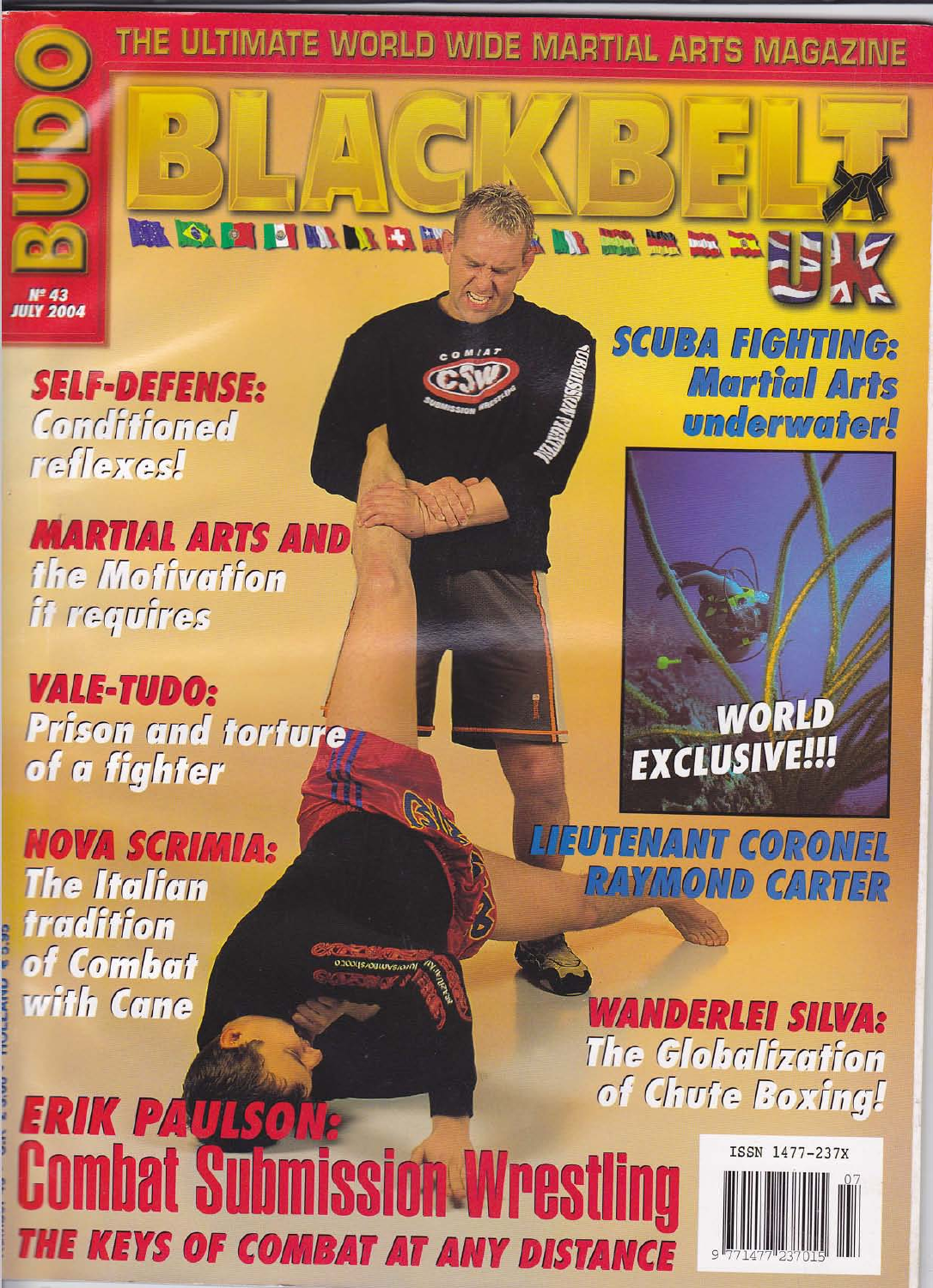THE ULTIMATE WORLD WIDE MARTIAL ARTS MAGAZINE

# BUDO BLACKBELT UK

Nº 43
JULY 2004

## SELF-DEFENSE: Conditioned reflexes!

## MARTIAL ARTS AND the Motivation it requires

## VALE-TUDO: Prison and torture of a fighter

## NOVA SCRIMIA: The Italian tradition of Combat with Cane

## SCUBA FIGHTING: Martial Arts underwater!

WORLD EXCLUSIVE!!!

## LIEUTENANT CORONEL RAYMOND CARTER

## WANDERLEI SILVA: The Globalization of Chute Boxing!

# ERIK PAULSON: Combat Submission Wrestling

## THE KEYS OF COMBAT AT ANY DISTANCE

ISSN 1477-237X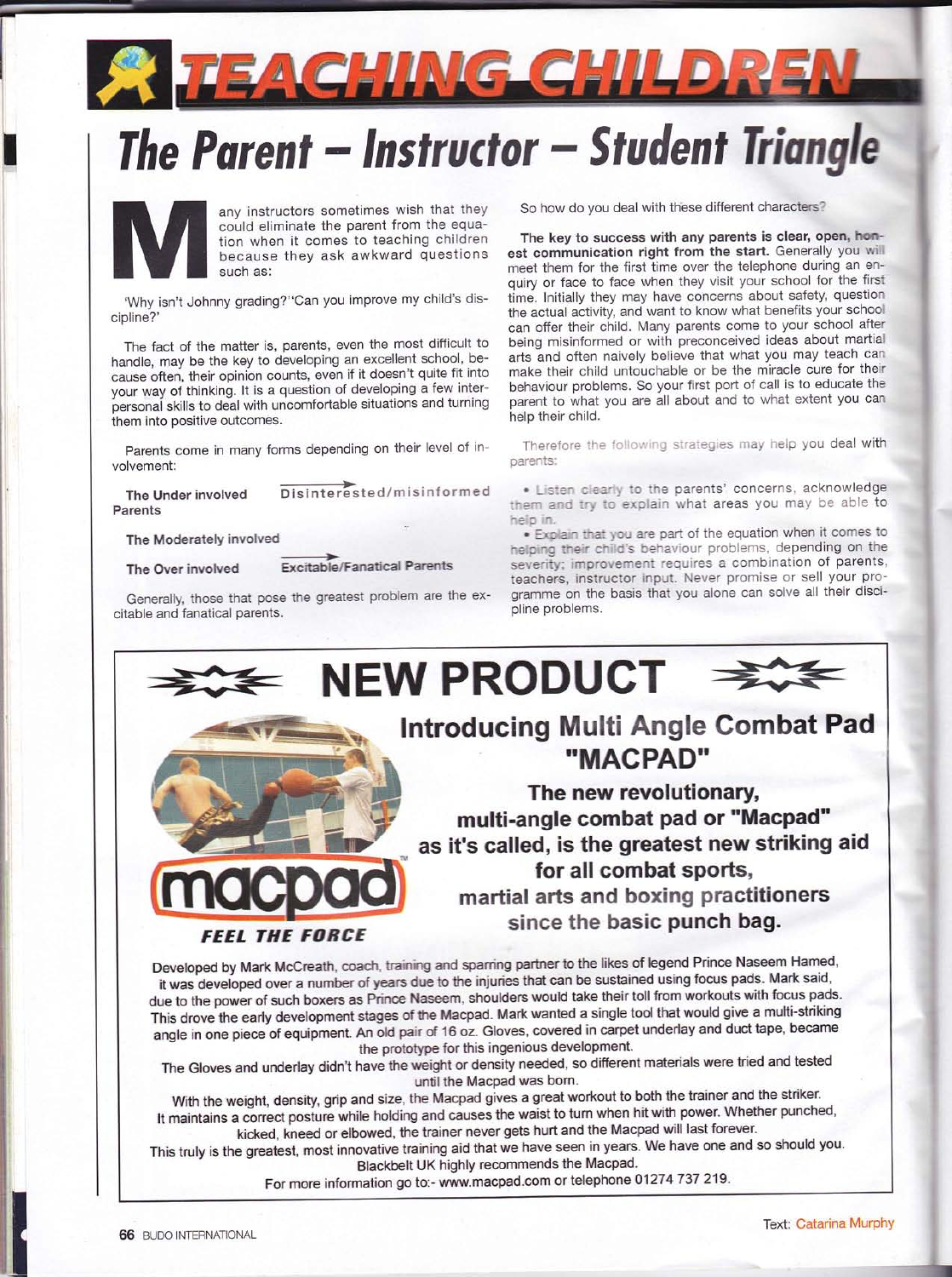# TEACHING CHILDREN

# The Parent – Instructor – Student Triangle

Many instructors sometimes wish that they could eliminate the parent from the equation when it comes to teaching children because they ask awkward questions such as:

'Why isn't Johnny grading?' 'Can you improve my child's discipline?'

The fact of the matter is, parents, even the most difficult to handle, may be the key to developing an excellent school, because often, their opinion counts, even if it doesn't quite fit into your way of thinking. It is a question of developing a few interpersonal skills to deal with uncomfortable situations and turning them into positive outcomes.

Parents come in many forms depending on their level of involvement:

**The Under involved Parents** → Disinterested/misinformed

**The Moderately involved**

**The Over involved** → Excitable/Fanatical Parents

Generally, those that pose the greatest problem are the excitable and fanatical parents.

So how do you deal with these different characters?

**The key to success with any parents is clear, open, honest communication right from the start.** Generally you will meet them for the first time over the telephone during an enquiry or face to face when they visit your school for the first time. Initially they may have concerns about safety, question the actual activity, and want to know what benefits your school can offer their child. Many parents come to your school after being misinformed or with preconceived ideas about martial arts and often naively believe that what you may teach can make their child untouchable or be the miracle cure for their behaviour problems. So your first port of call is to educate the parent to what you are all about and to what extent you can help their child.

Therefore the following strategies may help you deal with parents:

- Listen clearly to the parents' concerns, acknowledge them and try to explain what areas you may be able to help in.
- Explain that you are part of the equation when it comes to helping their child's behaviour problems, depending on the severity; improvement requires a combination of parents, teachers, instructor input. Never promise or sell your programme on the basis that you alone can solve all their discipline problems.

## NEW PRODUCT

### Introducing Multi Angle Combat Pad "MACPAD"

**The new revolutionary, multi-angle combat pad or "Macpad" as it's called, is the greatest new striking aid for all combat sports, martial arts and boxing practitioners since the basic punch bag.**

macpad™ *FEEL THE FORCE*

Developed by Mark McCreath, coach, training and sparring partner to the likes of legend Prince Naseem Hamed, it was developed over a number of years due to the injuries that can be sustained using focus pads. Mark said, due to the power of such boxers as Prince Naseem, shoulders would take their toll from workouts with focus pads. This drove the early development stages of the Macpad. Mark wanted a single tool that would give a multi-striking angle in one piece of equipment. An old pair of 16 oz. Gloves, covered in carpet underlay and duct tape, became the prototype for this ingenious development.

The Gloves and underlay didn't have the weight or density needed, so different materials were tried and tested until the Macpad was born.

With the weight, density, grip and size, the Macpad gives a great workout to both the trainer and the striker. It maintains a correct posture while holding and causes the waist to turn when hit with power. Whether punched, kicked, kneed or elbowed, the trainer never gets hurt and the Macpad will last forever.

This truly is the greatest, most innovative training aid that we have seen in years. We have one and so should you. Blackbelt UK highly recommends the Macpad.

For more information go to:- www.macpad.com or telephone 01274 737 219.

Text: Catarina Murphy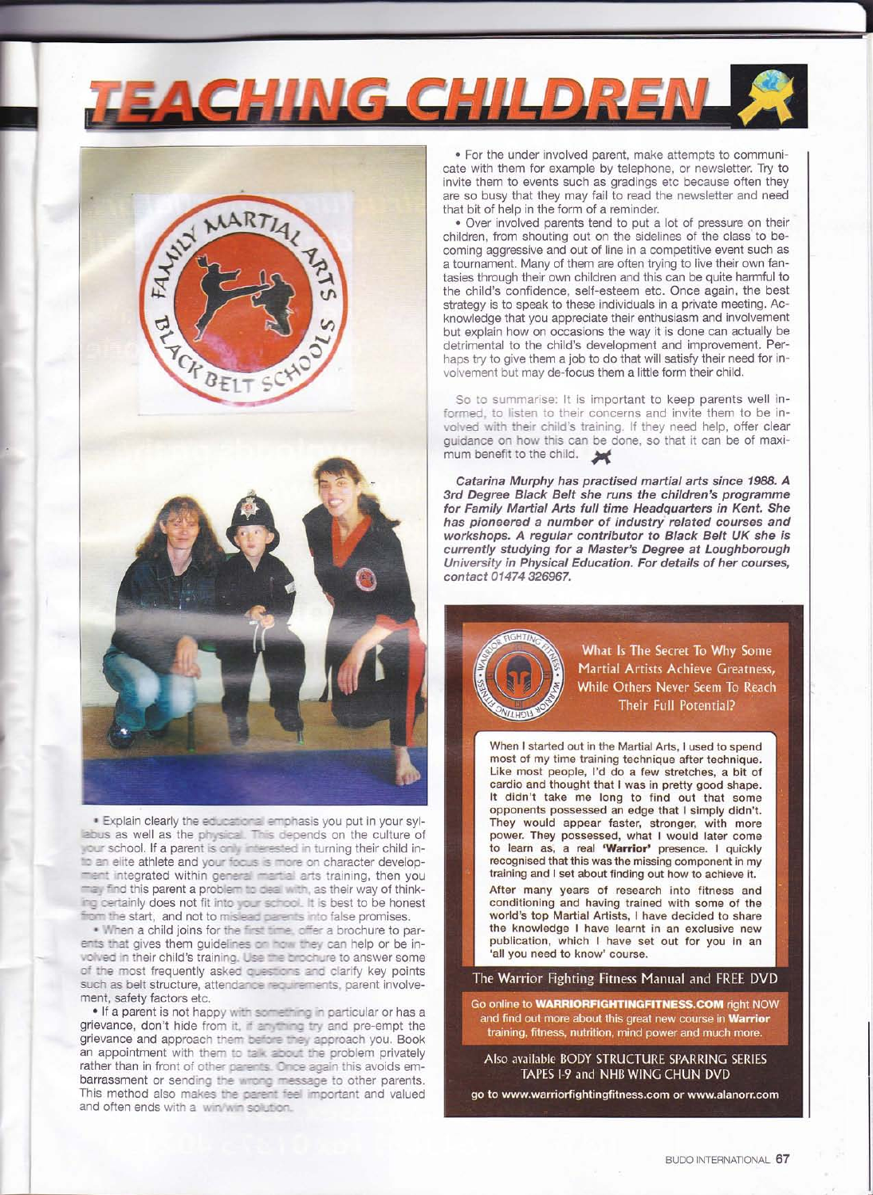# TEACHING CHILDREN

- Explain clearly the educational emphasis you put in your syllabus as well as the physical. This depends on the culture of your school. If a parent is only interested in turning their child into an elite athlete and your focus is more on character development integrated within general martial arts training, then you may find this parent a problem to deal with, as their way of thinking certainly does not fit into your school. It is best to be honest from the start, and not to mislead parents into false promises.

- When a child joins for the first time, offer a brochure to parents that gives them guidelines on how they can help or be involved in their child's training. Use the brochure to answer some of the most frequently asked questions and clarify key points such as belt structure, attendance requirements, parent involvement, safety factors etc.

- If a parent is not happy with something in particular or has a grievance, don't hide from it, if anything try and pre-empt the grievance and approach them before they approach you. Book an appointment with them to talk about the problem privately rather than in front of other parents. Once again this avoids embarrassment or sending the wrong message to other parents. This method also makes the parent feel important and valued and often ends with a win/win solution.

- For the under involved parent, make attempts to communicate with them for example by telephone, or newsletter. Try to invite them to events such as gradings etc because often they are so busy that they may fail to read the newsletter and need that bit of help in the form of a reminder.

- Over involved parents tend to put a lot of pressure on their children, from shouting out on the sidelines of the class to becoming aggressive and out of line in a competitive event such as a tournament. Many of them are often trying to live their own fantasies through their own children and this can be quite harmful to the child's confidence, self-esteem etc. Once again, the best strategy is to speak to these individuals in a private meeting. Acknowledge that you appreciate their enthusiasm and involvement but explain how on occasions the way it is done can actually be detrimental to the child's development and improvement. Perhaps try to give them a job to do that will satisfy their need for involvement but may de-focus them a little form their child.

So to summarise: It is important to keep parents well informed, to listen to their concerns and invite them to be involved with their child's training. If they need help, offer clear guidance on how this can be done, so that it can be of maximum benefit to the child.

***Catarina Murphy has practised martial arts since 1988. A 3rd Degree Black Belt she runs the children's programme for Family Martial Arts full time Headquarters in Kent. She has pioneered a number of industry related courses and workshops. A regular contributor to Black Belt UK she is currently studying for a Master's Degree at Loughborough University in Physical Education. For details of her courses, contact 01474 326967.***

---

**What Is The Secret To Why Some Martial Artists Achieve Greatness, While Others Never Seem To Reach Their Full Potential?**

**When I started out in the Martial Arts, I used to spend most of my time training technique after technique. Like most people, I'd do a few stretches, a bit of cardio and thought that I was in pretty good shape. It didn't take me long to find out that some opponents possessed an edge that I simply didn't. They would appear faster, stronger, with more power. They possessed, what I would later come to learn as, a real 'Warrior' presence. I quickly recognised that this was the missing component in my training and I set about finding out how to achieve it.**

**After many years of research into fitness and conditioning and having trained with some of the world's top Martial Artists, I have decided to share the knowledge I have learnt in an exclusive new publication, which I have set out for you in an 'all you need to know' course.**

The Warrior Fighting Fitness Manual and FREE DVD

Go online to **WARRIORFIGHTINGFITNESS.COM** right NOW and find out more about this great new course in **Warrior** training, fitness, nutrition, mind power and much more.

Also available BODY STRUCTURE SPARRING SERIES TAPES 1-9 and NHB WING CHUN DVD

go to www.warriorfightingfitness.com or www.alanorr.com